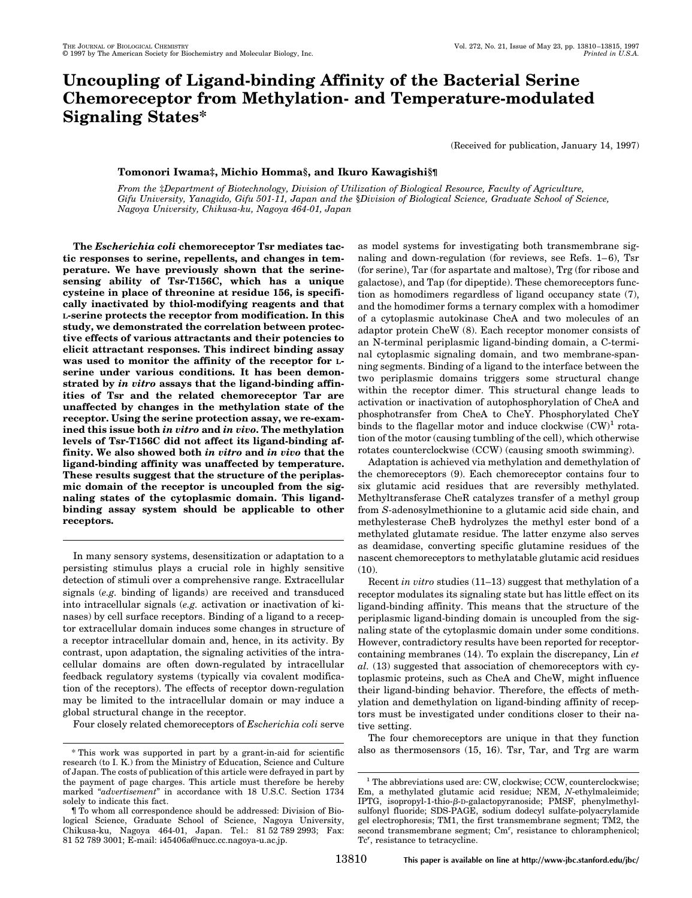# Uncoupling of Ligand-binding Affinity of the Bacterial Serine Chemoreceptor from Methylation- and Temperature-modulated Signaling States*

(Received for publication, January 14, 1997)

**Tomonori Iwama‡, Michio Homma§, and Ikuro Kawagishi§¶**

*From the ‡Department of Biotechnology, Division of Utilization of Biological Resource, Faculty of Agriculture, Gifu University, Yanagido, Gifu 501-11, Japan and the §Division of Biological Science, Graduate School of Science, Nagoya University, Chikusa-ku, Nagoya 464-01, Japan*

**The *Escherichia coli* chemoreceptor Tsr mediates tactic responses to serine, repellents, and changes in temperature. We have previously shown that the serine-sensing ability of Tsr-T156C, which has a unique cysteine in place of threonine at residue 156, is specifically inactivated by thiol-modifying reagents and that L-serine protects the receptor from modification. In this study, we demonstrated the correlation between protective effects of various attractants and their potencies to elicit attractant responses. This indirect binding assay was used to monitor the affinity of the receptor for L-serine under various conditions. It has been demonstrated by *in vitro* assays that the ligand-binding affinities of Tsr and the related chemoreceptor Tar are unaffected by changes in the methylation state of the receptor. Using the serine protection assay, we re-examined this issue both *in vitro* and *in vivo*. The methylation levels of Tsr-T156C did not affect its ligand-binding affinity. We also showed both *in vitro* and *in vivo* that the ligand-binding affinity was unaffected by temperature. These results suggest that the structure of the periplasmic domain of the receptor is uncoupled from the signaling states of the cytoplasmic domain. This ligand-binding assay system should be applicable to other receptors.**

In many sensory systems, desensitization or adaptation to a persisting stimulus plays a crucial role in highly sensitive detection of stimuli over a comprehensive range. Extracellular signals (*e.g.* binding of ligands) are received and transduced into intracellular signals (*e.g.* activation or inactivation of kinases) by cell surface receptors. Binding of a ligand to a receptor extracellular domain induces some changes in structure of a receptor intracellular domain and, hence, in its activity. By contrast, upon adaptation, the signaling activities of the intracellular domains are often down-regulated by intracellular feedback regulatory systems (typically via covalent modification of the receptors). The effects of receptor down-regulation may be limited to the intracellular domain or may induce a global structural change in the receptor.

Four closely related chemoreceptors of *Escherichia coli* serve as model systems for investigating both transmembrane signaling and down-regulation (for reviews, see Refs. 1–6), Tsr (for serine), Tar (for aspartate and maltose), Trg (for ribose and galactose), and Tap (for dipeptide). These chemoreceptors function as homodimers regardless of ligand occupancy state (7), and the homodimer forms a ternary complex with a homodimer of a cytoplasmic autokinase CheA and two molecules of an adaptor protein CheW (8). Each receptor monomer consists of an N-terminal periplasmic ligand-binding domain, a C-terminal cytoplasmic signaling domain, and two membrane-spanning segments. Binding of a ligand to the interface between the two periplasmic domains triggers some structural change within the receptor dimer. This structural change leads to activation or inactivation of autophosphorylation of CheA and phosphotransfer from CheA to CheY. Phosphorylated CheY binds to the flagellar motor and induce clockwise (CW)[1] rotation of the motor (causing tumbling of the cell), which otherwise rotates counterclockwise (CCW) (causing smooth swimming).

Adaptation is achieved via methylation and demethylation of the chemoreceptors (9). Each chemoreceptor contains four to six glutamic acid residues that are reversibly methylated. Methyltransferase CheR catalyzes transfer of a methyl group from *S*-adenosylmethionine to a glutamic acid side chain, and methylesterase CheB hydrolyzes the methyl ester bond of a methylated glutamate residue. The latter enzyme also serves as deamidase, converting specific glutamine residues of the nascent chemoreceptors to methylatable glutamic acid residues (10).

Recent *in vitro* studies (11–13) suggest that methylation of a receptor modulates its signaling state but has little effect on its ligand-binding affinity. This means that the structure of the periplasmic ligand-binding domain is uncoupled from the signaling state of the cytoplasmic domain under some conditions. However, contradictory results have been reported for receptor-containing membranes (14). To explain the discrepancy, Lin *et al.* (13) suggested that association of chemoreceptors with cytoplasmic proteins, such as CheA and CheW, might influence their ligand-binding behavior. Therefore, the effects of methylation and demethylation on ligand-binding affinity of receptors must be investigated under conditions closer to their native setting.

The four chemoreceptors are unique in that they function also as thermosensors (15, 16). Tsr, Tar, and Trg are warm

---

\* This work was supported in part by a grant-in-aid for scientific research (to I. K.) from the Ministry of Education, Science and Culture of Japan. The costs of publication of this article were defrayed in part by the payment of page charges. This article must therefore be hereby marked "*advertisement*" in accordance with 18 U.S.C. Section 1734 solely to indicate this fact.

¶ To whom all correspondence should be addressed: Division of Biological Science, Graduate School of Science, Nagoya University, Chikusa-ku, Nagoya 464-01, Japan. Tel.: 81 52 789 2993; Fax: 81 52 789 3001; E-mail: i45406a@nucc.cc.nagoya-u.ac.jp.

[1] The abbreviations used are: CW, clockwise; CCW, counterclockwise; Em, a methylated glutamic acid residue; NEM, *N*-ethylmaleimide; IPTG, isopropyl-1-thio-β-D-galactopyranoside; PMSF, phenylmethylsulfonyl fluoride; SDS-PAGE, sodium dodecyl sulfate-polyacrylamide gel electrophoresis; TM1, the first transmembrane segment; TM2, the second transmembrane segment; $Cm^r$, resistance to chloramphenicol; $Tc^r$, resistance to tetracycline.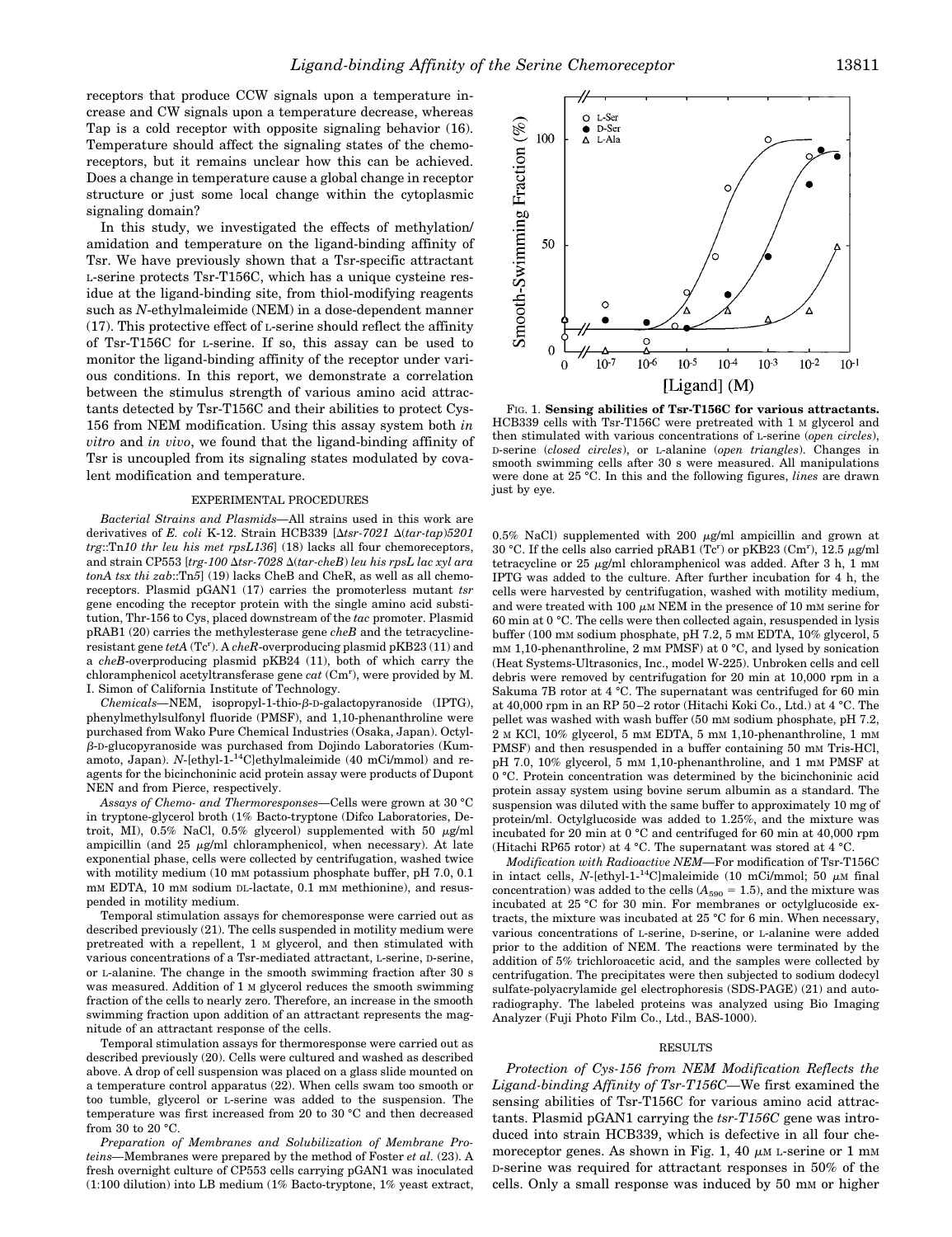receptors that produce CCW signals upon a temperature increase and CW signals upon a temperature decrease, whereas Tap is a cold receptor with opposite signaling behavior (16). Temperature should affect the signaling states of the chemoreceptors, but it remains unclear how this can be achieved. Does a change in temperature cause a global change in receptor structure or just some local change within the cytoplasmic signaling domain?

In this study, we investigated the effects of methylation/amidation and temperature on the ligand-binding affinity of Tsr. We have previously shown that a Tsr-specific attractant L-serine protects Tsr-T156C, which has a unique cysteine residue at the ligand-binding site, from thiol-modifying reagents such as *N*-ethylmaleimide (NEM) in a dose-dependent manner (17). This protective effect of L-serine should reflect the affinity of Tsr-T156C for L-serine. If so, this assay can be used to monitor the ligand-binding affinity of the receptor under various conditions. In this report, we demonstrate a correlation between the stimulus strength of various amino acid attractants detected by Tsr-T156C and their abilities to protect Cys-156 from NEM modification. Using this assay system both *in vitro* and *in vivo*, we found that the ligand-binding affinity of Tsr is uncoupled from its signaling states modulated by covalent modification and temperature.

## EXPERIMENTAL PROCEDURES

*Bacterial Strains and Plasmids*—All strains used in this work are derivatives of *E. coli* K-12. Strain HCB339 [Δ*tsr-7021* Δ(*tar-tap*)*5201 trg*::Tn*10 thr leu his met rpsL136*] (18) lacks all four chemoreceptors, and strain CP553 [*trg-100* Δ*tsr-7028* Δ(*tar-cheB*) *leu his rpsL lac xyl ara tonA tsx thi zab*::Tn*5*] (19) lacks CheB and CheR, as well as all chemoreceptors. Plasmid pGAN1 (17) carries the promoterless mutant *tsr* gene encoding the receptor protein with the single amino acid substitution, Thr-156 to Cys, placed downstream of the *tac* promoter. Plasmid pRAB1 (20) carries the methylesterase gene *cheB* and the tetracycline-resistant gene *tetA* (Tc[r]). A *cheR*-overproducing plasmid pKB23 (11) and a *cheB*-overproducing plasmid pKB24 (11), both of which carry the chloramphenicol acetyltransferase gene *cat* (Cm[r]), were provided by M. I. Simon of California Institute of Technology.

*Chemicals*—NEM, isopropyl-1-thio-β-D-galactopyranoside (IPTG), phenylmethylsulfonyl fluoride (PMSF), and 1,10-phenanthroline were purchased from Wako Pure Chemical Industries (Osaka, Japan). Octyl-β-D-glucopyranoside was purchased from Dojindo Laboratories (Kumamoto, Japan). *N*-[ethyl-1-$^{14}$C]ethylmaleimide (40 mCi/mmol) and reagents for the bicinchoninic acid protein assay were products of Dupont NEN and from Pierce, respectively.

*Assays of Chemo- and Thermoresponses*—Cells were grown at 30 °C in tryptone-glycerol broth (1% Bacto-tryptone (Difco Laboratories, Detroit, MI), 0.5% NaCl, 0.5% glycerol) supplemented with 50 μg/ml ampicillin (and 25 μg/ml chloramphenicol, when necessary). At late exponential phase, cells were collected by centrifugation, washed twice with motility medium (10 mM potassium phosphate buffer, pH 7.0, 0.1 mM EDTA, 10 mM sodium DL-lactate, 0.1 mM methionine), and resuspended in motility medium.

Temporal stimulation assays for chemoresponse were carried out as described previously (21). The cells suspended in motility medium were pretreated with a repellent, 1 M glycerol, and then stimulated with various concentrations of a Tsr-mediated attractant, L-serine, D-serine, or L-alanine. The change in the smooth swimming fraction after 30 s was measured. Addition of 1 M glycerol reduces the smooth swimming fraction of the cells to nearly zero. Therefore, an increase in the smooth swimming fraction upon addition of an attractant represents the magnitude of an attractant response of the cells.

Temporal stimulation assays for thermoresponse were carried out as described previously (20). Cells were cultured and washed as described above. A drop of cell suspension was placed on a glass slide mounted on a temperature control apparatus (22). When cells swam too smooth or too tumble, glycerol or L-serine was added to the suspension. The temperature was first increased from 20 to 30 °C and then decreased from 30 to 20 °C.

*Preparation of Membranes and Solubilization of Membrane Proteins*—Membranes were prepared by the method of Foster *et al.* (23). A fresh overnight culture of CP553 cells carrying pGAN1 was inoculated (1:100 dilution) into LB medium (1% Bacto-tryptone, 1% yeast extract, 0.5% NaCl) supplemented with 200 μg/ml ampicillin and grown at 30 °C. If the cells also carried pRAB1 (Tc[r]) or pKB23 (Cm[r]), 12.5 μg/ml tetracycline or 25 μg/ml chloramphenicol was added. After 3 h, 1 mM IPTG was added to the culture. After further incubation for 4 h, the cells were harvested by centrifugation, washed with motility medium, and were treated with 100 μM NEM in the presence of 10 mM serine for 60 min at 0 °C. The cells were then collected again, resuspended in lysis buffer (100 mM sodium phosphate, pH 7.2, 5 mM EDTA, 10% glycerol, 5 mM 1,10-phenanthroline, 2 mM PMSF) at 0 °C, and lysed by sonication (Heat Systems-Ultrasonics, Inc., model W-225). Unbroken cells and cell debris were removed by centrifugation for 20 min at 10,000 rpm in a Sakuma 7B rotor at 4 °C. The supernatant was centrifuged for 60 min at 40,000 rpm in an RP 50–2 rotor (Hitachi Koki Co., Ltd.) at 4 °C. The pellet was washed with wash buffer (50 mM sodium phosphate, pH 7.2, 2 M KCl, 10% glycerol, 5 mM EDTA, 5 mM 1,10-phenanthroline, 1 mM PMSF) and then resuspended in a buffer containing 50 mM Tris-HCl, pH 7.0, 10% glycerol, 5 mM 1,10-phenanthroline, and 1 mM PMSF at 0 °C. Protein concentration was determined by the bicinchoninic acid protein assay system using bovine serum albumin as a standard. The suspension was diluted with the same buffer to approximately 10 mg of protein/ml. Octylglucoside was added to 1.25%, and the mixture was incubated for 20 min at 0 °C and centrifuged for 60 min at 40,000 rpm (Hitachi RP65 rotor) at 4 °C. The supernatant was stored at 4 °C.

*Modification with Radioactive NEM*—For modification of Tsr-T156C in intact cells, *N*-[ethyl-1-$^{14}$C]maleimide (10 mCi/mmol; 50 μM final concentration) was added to the cells ($A_{590}$ = 1.5), and the mixture was incubated at 25 °C for 30 min. For membranes or octylglucoside extracts, the mixture was incubated at 25 °C for 6 min. When necessary, various concentrations of L-serine, D-serine, or L-alanine were added prior to the addition of NEM. The reactions were terminated by the addition of 5% trichloroacetic acid, and the samples were collected by centrifugation. The precipitates were then subjected to sodium dodecyl sulfate-polyacrylamide gel electrophoresis (SDS-PAGE) (21) and autoradiography. The labeled proteins was analyzed using Bio Imaging Analyzer (Fuji Photo Film Co., Ltd., BAS-1000).

FIG. 1. **Sensing abilities of Tsr-T156C for various attractants.** HCB339 cells with Tsr-T156C were pretreated with 1 M glycerol and then stimulated with various concentrations of L-serine (*open circles*), D-serine (*closed circles*), or L-alanine (*open triangles*). Changes in smooth swimming cells after 30 s were measured. All manipulations were done at 25 °C. In this and the following figures, *lines* are drawn just by eye.

## RESULTS

*Protection of Cys-156 from NEM Modification Reflects the Ligand-binding Affinity of Tsr-T156C*—We first examined the sensing abilities of Tsr-T156C for various amino acid attractants. Plasmid pGAN1 carrying the *tsr-T156C* gene was introduced into strain HCB339, which is defective in all four chemoreceptor genes. As shown in Fig. 1, 40 μM L-serine or 1 mM D-serine was required for attractant responses in 50% of the cells. Only a small response was induced by 50 mM or higher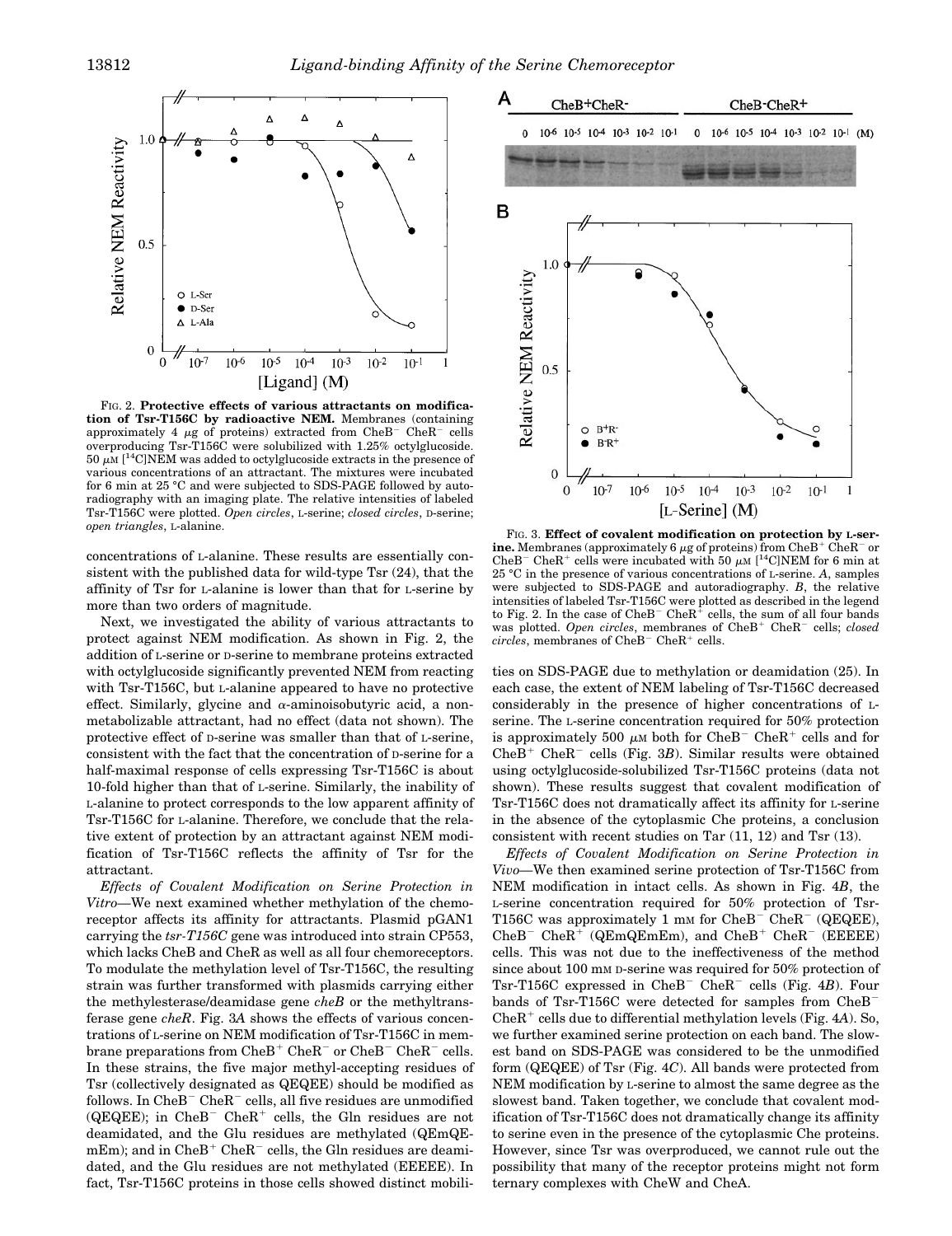FIG. 2. **Protective effects of various attractants on modification of Tsr-T156C by radioactive NEM.** Membranes (containing approximately 4 μg of proteins) extracted from CheB− CheR− cells overproducing Tsr-T156C were solubilized with 1.25% octylglucoside. 50 μM [$^{14}$C]NEM was added to octylglucoside extracts in the presence of various concentrations of an attractant. The mixtures were incubated for 6 min at 25 °C and were subjected to SDS-PAGE followed by autoradiography with an imaging plate. The relative intensities of labeled Tsr-T156C were plotted. *Open circles*, L-serine; *closed circles*, D-serine; *open triangles*, L-alanine.

concentrations of L-alanine. These results are essentially consistent with the published data for wild-type Tsr (24), that the affinity of Tsr for L-alanine is lower than that for L-serine by more than two orders of magnitude.

Next, we investigated the ability of various attractants to protect against NEM modification. As shown in Fig. 2, the addition of L-serine or D-serine to membrane proteins extracted with octylglucoside significantly prevented NEM from reacting with Tsr-T156C, but L-alanine appeared to have no protective effect. Similarly, glycine and α-aminoisobutyric acid, a nonmetabolizable attractant, had no effect (data not shown). The protective effect of D-serine was smaller than that of L-serine, consistent with the fact that the concentration of D-serine for a half-maximal response of cells expressing Tsr-T156C is about 10-fold higher than that of L-serine. Similarly, the inability of L-alanine to protect corresponds to the low apparent affinity of Tsr-T156C for L-alanine. Therefore, we conclude that the relative extent of protection by an attractant against NEM modification of Tsr-T156C reflects the affinity of Tsr for the attractant.

*Effects of Covalent Modification on Serine Protection in Vitro*—We next examined whether methylation of the chemoreceptor affects its affinity for attractants. Plasmid pGAN1 carrying the *tsr-T156C* gene was introduced into strain CP553, which lacks CheB and CheR as well as all four chemoreceptors. To modulate the methylation level of Tsr-T156C, the resulting strain was further transformed with plasmids carrying either the methylesterase/deamidase gene *cheB* or the methyltransferase gene *cheR*. Fig. 3*A* shows the effects of various concentrations of L-serine on NEM modification of Tsr-T156C in membrane preparations from CheB+ CheR− or CheB− CheR+ cells. In these strains, the five major methyl-accepting residues of Tsr (collectively designated as QEQEE) should be modified as follows. In CheB− CheR− cells, all five residues are unmodified (QEQEE); in CheB− CheR+ cells, the Gln residues are not deamidated, and the Glu residues are methylated (QEmQEmEm); and in CheB+ CheR− cells, the Gln residues are deamidated, and the Glu residues are not methylated (EEEEE). In fact, Tsr-T156C proteins in those cells showed distinct mobilities on SDS-PAGE due to methylation or deamidation (25). In each case, the extent of NEM labeling of Tsr-T156C decreased considerably in the presence of higher concentrations of L-serine. The L-serine concentration required for 50% protection is approximately 500 μM both for CheB− CheR+ cells and for CheB+ CheR− cells (Fig. 3*B*). Similar results were obtained using octylglucoside-solubilized Tsr-T156C proteins (data not shown). These results suggest that covalent modification of Tsr-T156C does not dramatically affect its affinity for L-serine in the absence of the cytoplasmic Che proteins, a conclusion consistent with recent studies on Tar (11, 12) and Tsr (13).

FIG. 3. **Effect of covalent modification on protection by L-serine.** Membranes (approximately 6 μg of proteins) from CheB+ CheR− or CheB− CheR+ cells were incubated with 50 μM [$^{14}$C]NEM for 6 min at 25 °C in the presence of various concentrations of L-serine. *A*, samples were subjected to SDS-PAGE and autoradiography. *B*, the relative intensities of labeled Tsr-T156C were plotted as described in the legend to Fig. 2. In the case of CheB− CheR+ cells, the sum of all four bands was plotted. *Open circles*, membranes of CheB+ CheR− cells; *closed circles*, membranes of CheB− CheR+ cells.

*Effects of Covalent Modification on Serine Protection in Vivo*—We then examined serine protection of Tsr-T156C from NEM modification in intact cells. As shown in Fig. 4*B*, the L-serine concentration required for 50% protection of Tsr-T156C was approximately 1 mM for CheB− CheR− (QEQEE), CheB− CheR+ (QEmQEmEm), and CheB+ CheR− (EEEEE) cells. This was not due to the ineffectiveness of the method since about 100 mM D-serine was required for 50% protection of Tsr-T156C expressed in CheB− CheR− cells (Fig. 4*B*). Four bands of Tsr-T156C were detected for samples from CheB− CheR+ cells due to differential methylation levels (Fig. 4*A*). So, we further examined serine protection on each band. The slowest band on SDS-PAGE was considered to be the unmodified form (QEQEE) of Tsr (Fig. 4*C*). All bands were protected from NEM modification by L-serine to almost the same degree as the slowest band. Taken together, we conclude that covalent modification of Tsr-T156C does not dramatically change its affinity to serine even in the presence of the cytoplasmic Che proteins. However, since Tsr was overproduced, we cannot rule out the possibility that many of the receptor proteins might not form ternary complexes with CheW and CheA.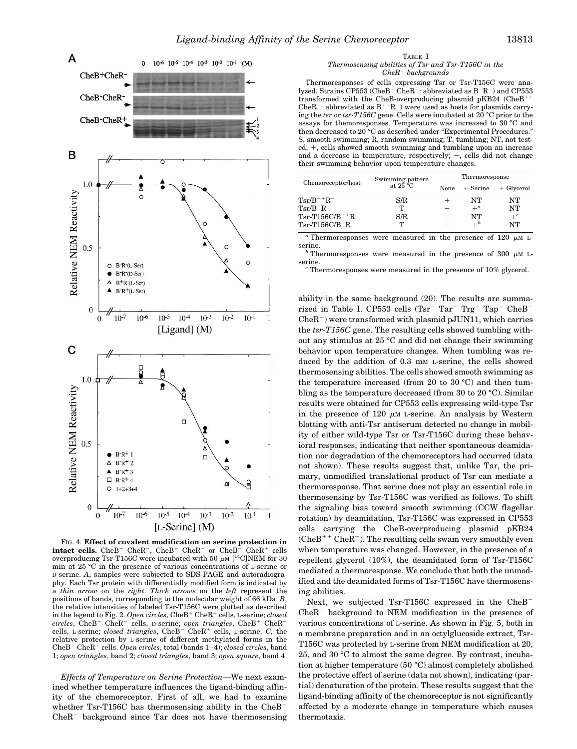FIG. 4. **Effect of covalent modification on serine protection in intact cells.** $CheB^+$ $CheR^-$, $CheB^-$ $CheR^-$ or $CheB^-$ $CheR^+$ cells overproducing Tsr-T156C were incubated with 50 μM [$^{14}$C]NEM for 30 min at 25 °C in the presence of various concentrations of L-serine or D-serine. *A*, samples were subjected to SDS-PAGE and autoradiography. Each Tsr protein with differentially modified form is indicated by a *thin arrow* on the *right*. *Thick arrows* on the *left* represent the positions of bands, corresponding to the molecular weight of 66 kDa. *B*, the relative intensities of labeled Tsr-T156C were plotted as described in the legend to Fig. 2. *Open circles*, $CheB^-$ $CheR^-$ cells, L-serine; *closed circles*, $CheB^-$ $CheR^-$ cells, D-serine; *open triangles*, $CheB^+$ $CheR^-$ cells, L-serine; *closed triangles*, $CheB^-$ $CheR^+$ cells, L-serine. *C*, the relative protection by L-serine of different methylated forms in the $CheB^-$ $CheR^+$ cells. *Open circles*, total (bands 1–4); *closed circles*, band 1; *open triangles*, band 2; *closed triangles*, band 3; *open square*, band 4.

*Effects of Temperature on Serine Protection*—We next examined whether temperature influences the ligand-binding affinity of the chemoreceptor. First of all, we had to examine whether Tsr-T156C has thermosensing ability in the $CheB^-$ $CheR^-$ background since Tar does not have thermosensing ability in the same background (20). The results are summarized in Table I. CP553 cells ($Tsr^-$ $Tar^-$ $Trg^-$ $Tap^-$ $CheB^-$ $CheR^-$) were transformed with plasmid pJUN11, which carries the *tsr-T156C* gene. The resulting cells showed tumbling without any stimulus at 25 °C and did not change their swimming behavior upon temperature changes. When tumbling was reduced by the addition of 0.3 mM L-serine, the cells showed thermosensing abilities. The cells showed smooth swimming as the temperature increased (from 20 to 30 °C) and then tumbling as the temperature decreased (from 30 to 20 °C). Similar results were obtained for CP553 cells expressing wild-type Tsr in the presence of 120 μM L-serine. An analysis by Western blotting with anti-Tsr antiserum detected no change in mobility of either wild-type Tsr or Tsr-T156C during these behavioral responses, indicating that neither spontaneous deamidation nor degradation of the chemoreceptors had occurred (data not shown). These results suggest that, unlike Tar, the primary, unmodified translational product of Tsr can mediate a thermoresponse. That serine does not play an essential role in thermosensing by Tsr-T156C was verified as follows. To shift the signaling bias toward smooth swimming (CCW flagellar rotation) by deamidation, Tsr-T156C was expressed in CP553 cells carrying the CheB-overproducing plasmid pKB24 ($CheB^{++}$ $CheR^-$). The resulting cells swam very smoothly even when temperature was changed. However, in the presence of a repellent glycerol (10%), the deamidated form of Tsr-T156C mediated a thermoresponse. We conclude that both the unmodified and the deamidated forms of Tsr-T156C have thermosensing abilities.

TABLE I
*Thermosensing abilities of Tsr and Tsr-T156C in the $CheR^-$ backgrounds*

Thermoresponses of cells expressing Tsr or Tsr-T156C were analyzed. Strains CP553 ($CheB^-$ $CheR^-$: abbreviated as $B^-R^-$) and CP553 transformed with the CheB-overproducing plasmid pKB24 ($CheB^{++}$ $CheR^-$: abbreviated as $B^{++}R^-$) were used as hosts for plasmids carrying the *tsr* or *tsr-T156C* gene. Cells were incubated at 20 °C prior to the assays for themoresponses. Temperature was increased to 30 °C and then decreased to 20 °C as described under "Experimental Procedures." S, smooth swimming; R, random swimming; T, tumbling; NT, not tested; +, cells showed smooth swimming and tumbling upon an increase and a decrease in temperature, respectively; −, cells did not change their swimming behavior upon temperature changes.

| Chemoreceptor/host | Swimming pattern at 25 °C | Thermoresponse | | |
|---|---|---|---|---|
| | | None | + Serine | + Glycerol |
| Tsr/$B^{++}R^-$ | S/R | + | NT | NT |
| Tsr/$B^-R^-$ | T | − | +[a] | NT |
| Tsr-T156C/$B^{++}R^-$ | S/R | − | NT | +[c] |
| Tsr-T156C/$B^-R^-$ | T | − | +[b] | NT |

[a] Thermoresponses were measured in the presence of 120 μM L-serine.

[b] Thermoresponses were measured in the presence of 300 μM L-serine.

[c] Thermoresponses were measured in the presence of 10% glycerol.

Next, we subjected Tsr-T156C expressed in the $CheB^-$ $CheR^-$ background to NEM modification in the presence of various concentrations of L-serine. As shown in Fig. 5, both in a membrane preparation and in an octylglucoside extract, Tsr-T156C was protected by L-serine from NEM modification at 20, 25, and 30 °C to almost the same degree. By contrast, incubation at higher temperature (50 °C) almost completely abolished the protective effect of serine (data not shown), indicating (partial) denaturation of the protein. These results suggest that the ligand-binding affinity of the chemoreceptor is not significantly affected by a moderate change in temperature which causes thermotaxis.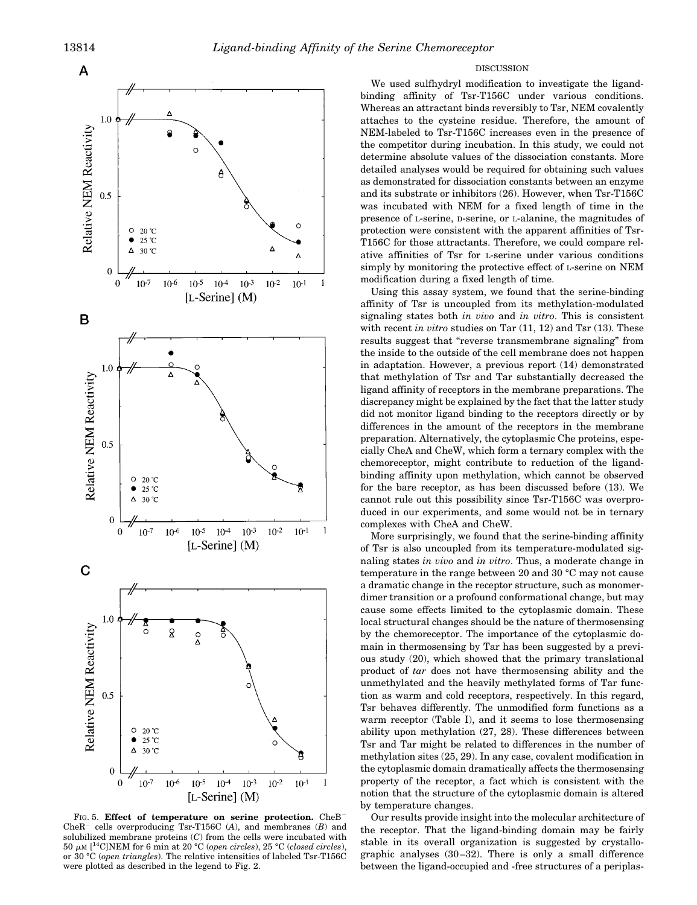FIG. 5. **Effect of temperature on serine protection.** $CheB^-$ $CheR^-$ cells overproducing Tsr-T156C (*A*), and membranes (*B*) and solubilized membrane proteins (*C*) from the cells were incubated with 50 $\mu$M [$^{14}$C]NEM for 6 min at 20 °C (*open circles*), 25 °C (*closed circles*), or 30 °C (*open triangles*). The relative intensities of labeled Tsr-T156C were plotted as described in the legend to Fig. 2.

## DISCUSSION

We used sulfhydryl modification to investigate the ligand-binding affinity of Tsr-T156C under various conditions. Whereas an attractant binds reversibly to Tsr, NEM covalently attaches to the cysteine residue. Therefore, the amount of NEM-labeled to Tsr-T156C increases even in the presence of the competitor during incubation. In this study, we could not determine absolute values of the dissociation constants. More detailed analyses would be required for obtaining such values as demonstrated for dissociation constants between an enzyme and its substrate or inhibitors (26). However, when Tsr-T156C was incubated with NEM for a fixed length of time in the presence of L-serine, D-serine, or L-alanine, the magnitudes of protection were consistent with the apparent affinities of Tsr-T156C for those attractants. Therefore, we could compare relative affinities of Tsr for L-serine under various conditions simply by monitoring the protective effect of L-serine on NEM modification during a fixed length of time.

Using this assay system, we found that the serine-binding affinity of Tsr is uncoupled from its methylation-modulated signaling states both *in vivo* and *in vitro*. This is consistent with recent *in vitro* studies on Tar (11, 12) and Tsr (13). These results suggest that "reverse transmembrane signaling" from the inside to the outside of the cell membrane does not happen in adaptation. However, a previous report (14) demonstrated that methylation of Tsr and Tar substantially decreased the ligand affinity of receptors in the membrane preparations. The discrepancy might be explained by the fact that the latter study did not monitor ligand binding to the receptors directly or by differences in the amount of the receptors in the membrane preparation. Alternatively, the cytoplasmic Che proteins, especially CheA and CheW, which form a ternary complex with the chemoreceptor, might contribute to reduction of the ligand-binding affinity upon methylation, which cannot be observed for the bare receptor, as has been discussed before (13). We cannot rule out this possibility since Tsr-T156C was overproduced in our experiments, and some would not be in ternary complexes with CheA and CheW.

More surprisingly, we found that the serine-binding affinity of Tsr is also uncoupled from its temperature-modulated signaling states *in vivo* and *in vitro*. Thus, a moderate change in temperature in the range between 20 and 30 °C may not cause a dramatic change in the receptor structure, such as monomer-dimer transition or a profound conformational change, but may cause some effects limited to the cytoplasmic domain. These local structural changes should be the nature of thermosensing by the chemoreceptor. The importance of the cytoplasmic domain in thermosensing by Tar has been suggested by a previous study (20), which showed that the primary translational product of *tar* does not have thermosensing ability and the unmethylated and the heavily methylated forms of Tar function as warm and cold receptors, respectively. In this regard, Tsr behaves differently. The unmodified form functions as a warm receptor (Table I), and it seems to lose thermosensing ability upon methylation (27, 28). These differences between Tsr and Tar might be related to differences in the number of methylation sites (25, 29). In any case, covalent modification in the cytoplasmic domain dramatically affects the thermosensing property of the receptor, a fact which is consistent with the notion that the structure of the cytoplasmic domain is altered by temperature changes.

Our results provide insight into the molecular architecture of the receptor. That the ligand-binding domain may be fairly stable in its overall organization is suggested by crystallographic analyses (30–32). There is only a small difference between the ligand-occupied and -free structures of a periplas-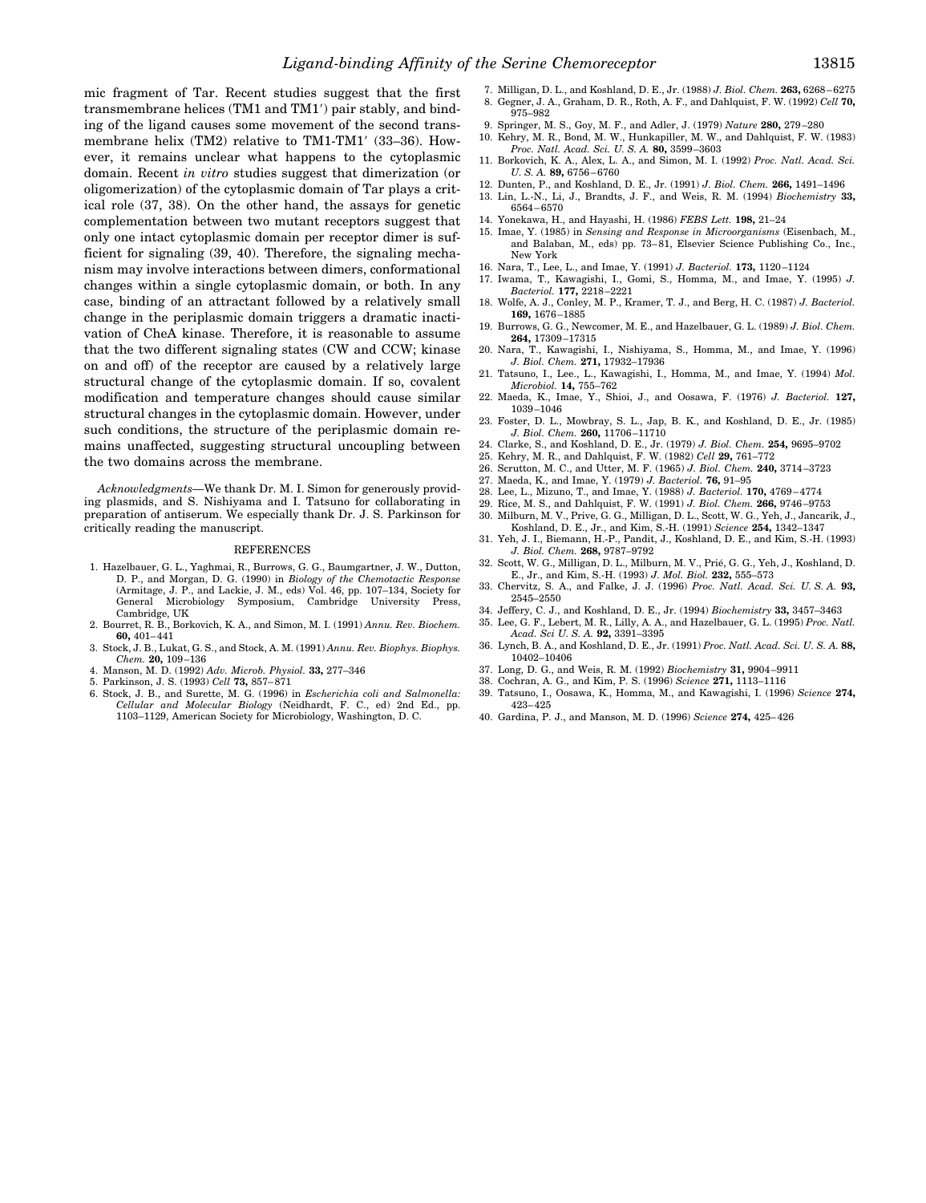mic fragment of Tar. Recent studies suggest that the first transmembrane helices (TM1 and TM1′) pair stably, and binding of the ligand causes some movement of the second transmembrane helix (TM2) relative to TM1-TM1′ (33–36). However, it remains unclear what happens to the cytoplasmic domain. Recent *in vitro* studies suggest that dimerization (or oligomerization) of the cytoplasmic domain of Tar plays a critical role (37, 38). On the other hand, the assays for genetic complementation between two mutant receptors suggest that only one intact cytoplasmic domain per receptor dimer is sufficient for signaling (39, 40). Therefore, the signaling mechanism may involve interactions between dimers, conformational changes within a single cytoplasmic domain, or both. In any case, binding of an attractant followed by a relatively small change in the periplasmic domain triggers a dramatic inactivation of CheA kinase. Therefore, it is reasonable to assume that the two different signaling states (CW and CCW; kinase on and off) of the receptor are caused by a relatively large structural change of the cytoplasmic domain. If so, covalent modification and temperature changes should cause similar structural changes in the cytoplasmic domain. However, under such conditions, the structure of the periplasmic domain remains unaffected, suggesting structural uncoupling between the two domains across the membrane.

*Acknowledgments*—We thank Dr. M. I. Simon for generously providing plasmids, and S. Nishiyama and I. Tatsuno for collaborating in preparation of antiserum. We especially thank Dr. J. S. Parkinson for critically reading the manuscript.

## REFERENCES

1. Hazelbauer, G. L., Yaghmai, R., Burrows, G. G., Baumgartner, J. W., Dutton, D. P., and Morgan, D. G. (1990) in *Biology of the Chemotactic Response* (Armitage, J. P., and Lackie, J. M., eds) Vol. 46, pp. 107–134, Society for General Microbiology Symposium, Cambridge University Press, Cambridge, UK
2. Bourret, R. B., Borkovich, K. A., and Simon, M. I. (1991) *Annu. Rev. Biochem.* **60,** 401–441
3. Stock, J. B., Lukat, G. S., and Stock, A. M. (1991) *Annu. Rev. Biophys. Biophys. Chem.* **20,** 109–136
4. Manson, M. D. (1992) *Adv. Microb. Physiol.* **33,** 277–346
5. Parkinson, J. S. (1993) *Cell* **73,** 857–871
6. Stock, J. B., and Surette, M. G. (1996) in *Escherichia coli and Salmonella: Cellular and Molecular Biology* (Neidhardt, F. C., ed) 2nd Ed., pp. 1103–1129, American Society for Microbiology, Washington, D. C.
7. Milligan, D. L., and Koshland, D. E., Jr. (1988) *J. Biol. Chem.* **263,** 6268–6275
8. Gegner, J. A., Graham, D. R., Roth, A. F., and Dahlquist, F. W. (1992) *Cell* **70,** 975–982
9. Springer, M. S., Goy, M. F., and Adler, J. (1979) *Nature* **280,** 279–280
10. Kehry, M. R., Bond, M. W., Hunkapiller, M. W., and Dahlquist, F. W. (1983) *Proc. Natl. Acad. Sci. U. S. A.* **80,** 3599–3603
11. Borkovich, K. A., Alex, L. A., and Simon, M. I. (1992) *Proc. Natl. Acad. Sci. U. S. A.* **89,** 6756–6760
12. Dunten, P., and Koshland, D. E., Jr. (1991) *J. Biol. Chem.* **266,** 1491–1496
13. Lin, L.-N., Li, J., Brandts, J. F., and Weis, R. M. (1994) *Biochemistry* **33,** 6564–6570
14. Yonekawa, H., and Hayashi, H. (1986) *FEBS Lett.* **198,** 21–24
15. Imae, Y. (1985) in *Sensing and Response in Microorganisms* (Eisenbach, M., and Balaban, M., eds) pp. 73–81, Elsevier Science Publishing Co., Inc., New York
16. Nara, T., Lee, L., and Imae, Y. (1991) *J. Bacteriol.* **173,** 1120–1124
17. Iwama, T., Kawagishi, I., Gomi, S., Homma, M., and Imae, Y. (1995) *J. Bacteriol.* **177,** 2218–2221
18. Wolfe, A. J., Conley, M. P., Kramer, T. J., and Berg, H. C. (1987) *J. Bacteriol.* **169,** 1676–1885
19. Burrows, G. G., Newcomer, M. E., and Hazelbauer, G. L. (1989) *J. Biol. Chem.* **264,** 17309–17315
20. Nara, T., Kawagishi, I., Nishiyama, S., Homma, M., and Imae, Y. (1996) *J. Biol. Chem.* **271,** 17932–17936
21. Tatsuno, I., Lee., L., Kawagishi, I., Homma, M., and Imae, Y. (1994) *Mol. Microbiol.* **14,** 755–762
22. Maeda, K., Imae, Y., Shioi, J., and Oosawa, F. (1976) *J. Bacteriol.* **127,** 1039–1046
23. Foster, D. L., Mowbray, S. L., Jap, B. K., and Koshland, D. E., Jr. (1985) *J. Biol. Chem.* **260,** 11706–11710
24. Clarke, S., and Koshland, D. E., Jr. (1979) *J. Biol. Chem.* **254,** 9695–9702
25. Kehry, M. R., and Dahlquist, F. W. (1982) *Cell* **29,** 761–772
26. Scrutton, M. C., and Utter, M. F. (1965) *J. Biol. Chem.* **240,** 3714–3723
27. Maeda, K., and Imae, Y. (1979) *J. Bacteriol.* **76,** 91–95
28. Lee, L., Mizuno, T., and Imae, Y. (1988) *J. Bacteriol.* **170,** 4769–4774
29. Rice, M. S., and Dahlquist, F. W. (1991) *J. Biol. Chem.* **266,** 9746–9753
30. Milburn, M. V., Prive, G. G., Milligan, D. L., Scott, W. G., Yeh, J., Jancarik, J., Koshland, D. E., Jr., and Kim, S.-H. (1991) *Science* **254,** 1342–1347
31. Yeh, J. I., Biemann, H.-P., Pandit, J., Koshland, D. E., and Kim, S.-H. (1993) *J. Biol. Chem.* **268,** 9787–9792
32. Scott, W. G., Milligan, D. L., Milburn, M. V., Prié, G. G., Yeh, J., Koshland, D. E., Jr., and Kim, S.-H. (1993) *J. Mol. Biol.* **232,** 555–573
33. Chervitz, S. A., and Falke, J. J. (1996) *Proc. Natl. Acad. Sci. U. S. A.* **93,** 2545–2550
34. Jeffery, C. J., and Koshland, D. E., Jr. (1994) *Biochemistry* **33,** 3457–3463
35. Lee, G. F., Lebert, M. R., Lilly, A. A., and Hazelbauer, G. L. (1995) *Proc. Natl. Acad. Sci U. S. A.* **92,** 3391–3395
36. Lynch, B. A., and Koshland, D. E., Jr. (1991) *Proc. Natl. Acad. Sci. U. S. A.* **88,** 10402–10406
37. Long, D. G., and Weis, R. M. (1992) *Biochemistry* **31,** 9904–9911
38. Cochran, A. G., and Kim, P. S. (1996) *Science* **271,** 1113–1116
39. Tatsuno, I., Oosawa, K., Homma, M., and Kawagishi, I. (1996) *Science* **274,** 423–425
40. Gardina, P. J., and Manson, M. D. (1996) *Science* **274,** 425–426